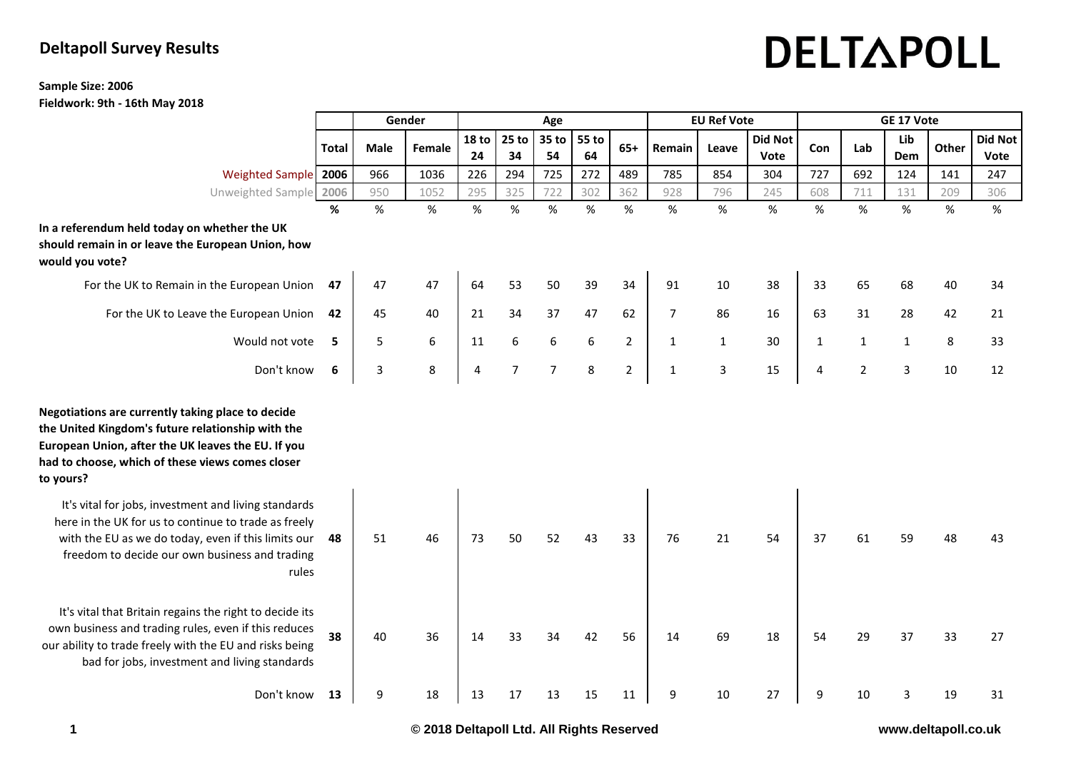## Deltapoll Survey Results

DELTAPOLL

**Sample Size: 2006**
**Fieldwork: 9th - 16th May 2018**

| | Total | Gender | | Age | | | | | EU Ref Vote | | | GE 17 Vote | | | | |
|---|---|---|---|---|---|---|---|---|---|---|---|---|---|---|---|---|
| | | Male | Female | 18 to 24 | 25 to 34 | 35 to 54 | 55 to 64 | 65+ | Remain | Leave | Did Not Vote | Con | Lab | Lib Dem | Other | Did Not Vote |
| Weighted Sample | 2006 | 966 | 1036 | 226 | 294 | 725 | 272 | 489 | 785 | 854 | 304 | 727 | 692 | 124 | 141 | 247 |
| Unweighted Sample | 2006 | 950 | 1052 | 295 | 325 | 722 | 302 | 362 | 928 | 796 | 245 | 608 | 711 | 131 | 209 | 306 |
| | % | % | % | % | % | % | % | % | % | % | % | % | % | % | % | % |
| **In a referendum held today on whether the UK should remain in or leave the European Union, how would you vote?** | | | | | | | | | | | | | | | | |
| For the UK to Remain in the European Union | 47 | 47 | 47 | 64 | 53 | 50 | 39 | 34 | 91 | 10 | 38 | 33 | 65 | 68 | 40 | 34 |
| For the UK to Leave the European Union | 42 | 45 | 40 | 21 | 34 | 37 | 47 | 62 | 7 | 86 | 16 | 63 | 31 | 28 | 42 | 21 |
| Would not vote | 5 | 5 | 6 | 11 | 6 | 6 | 6 | 2 | 1 | 1 | 30 | 1 | 1 | 1 | 8 | 33 |
| Don't know | 6 | 3 | 8 | 4 | 7 | 7 | 8 | 2 | 1 | 3 | 15 | 4 | 2 | 3 | 10 | 12 |
| **Negotiations are currently taking place to decide the United Kingdom's future relationship with the European Union, after the UK leaves the EU. If you had to choose, which of these views comes closer to yours?** | | | | | | | | | | | | | | | | |
| It's vital for jobs, investment and living standards here in the UK for us to continue to trade as freely with the EU as we do today, even if this limits our freedom to decide our own business and trading rules | 48 | 51 | 46 | 73 | 50 | 52 | 43 | 33 | 76 | 21 | 54 | 37 | 61 | 59 | 48 | 43 |
| It's vital that Britain regains the right to decide its own business and trading rules, even if this reduces our ability to trade freely with the EU and risks being bad for jobs, investment and living standards | 38 | 40 | 36 | 14 | 33 | 34 | 42 | 56 | 14 | 69 | 18 | 54 | 29 | 37 | 33 | 27 |
| Don't know | 13 | 9 | 18 | 13 | 17 | 13 | 15 | 11 | 9 | 10 | 27 | 9 | 10 | 3 | 19 | 31 |

© 2018 Deltapoll Ltd. All Rights Reserved    www.deltapoll.co.uk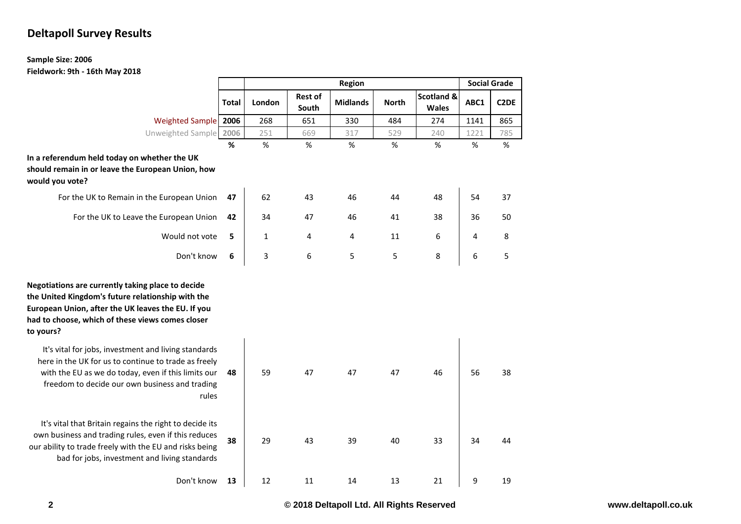## Deltapoll Survey Results

**Sample Size: 2006**
**Fieldwork: 9th - 16th May 2018**

| | | Region | | | | | Social Grade | |
|---|---|---|---|---|---|---|---|---|
| | Total | London | Rest of South | Midlands | North | Scotland & Wales | ABC1 | C2DE |
| Weighted Sample | 2006 | 268 | 651 | 330 | 484 | 274 | 1141 | 865 |
| Unweighted Sample | 2006 | 251 | 669 | 317 | 529 | 240 | 1221 | 785 |
| | % | % | % | % | % | % | % | % |
| **In a referendum held today on whether the UK should remain in or leave the European Union, how would you vote?** | | | | | | | | |
| For the UK to Remain in the European Union | **47** | 62 | 43 | 46 | 44 | 48 | 54 | 37 |
| For the UK to Leave the European Union | **42** | 34 | 47 | 46 | 41 | 38 | 36 | 50 |
| Would not vote | **5** | 1 | 4 | 4 | 11 | 6 | 4 | 8 |
| Don't know | **6** | 3 | 6 | 5 | 5 | 8 | 6 | 5 |
| **Negotiations are currently taking place to decide the United Kingdom's future relationship with the European Union, after the UK leaves the EU. If you had to choose, which of these views comes closer to yours?** | | | | | | | | |
| It's vital for jobs, investment and living standards here in the UK for us to continue to trade as freely with the EU as we do today, even if this limits our freedom to decide our own business and trading rules | **48** | 59 | 47 | 47 | 47 | 46 | 56 | 38 |
| It's vital that Britain regains the right to decide its own business and trading rules, even if this reduces our ability to trade freely with the EU and risks being bad for jobs, investment and living standards | **38** | 29 | 43 | 39 | 40 | 33 | 34 | 44 |
| Don't know | **13** | 12 | 11 | 14 | 13 | 21 | 9 | 19 |

© 2018 Deltapoll Ltd. All Rights Reserved

www.deltapoll.co.uk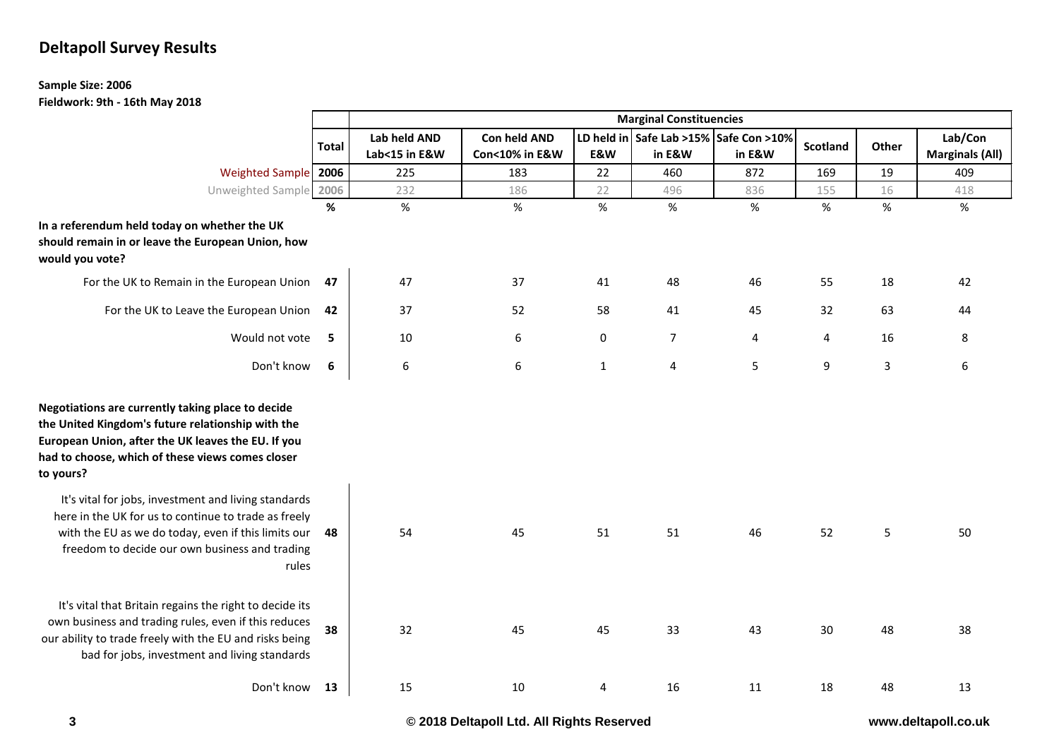## Deltapoll Survey Results

**Sample Size: 2006**
**Fieldwork: 9th - 16th May 2018**

| | Total | Marginal Constituencies | | | | | | | |
|---|---|---|---|---|---|---|---|---|---|
| | | Lab held AND Lab<15 in E&W | Con held AND Con<10% in E&W | LD held in E&W | Safe Lab >15% in E&W | Safe Con >10% in E&W | Scotland | Other | Lab/Con Marginals (All) |
| Weighted Sample | 2006 | 225 | 183 | 22 | 460 | 872 | 169 | 19 | 409 |
| Unweighted Sample | 2006 | 232 | 186 | 22 | 496 | 836 | 155 | 16 | 418 |
| | % | % | % | % | % | % | % | % | % |
| **In a referendum held today on whether the UK should remain in or leave the European Union, how would you vote?** | | | | | | | | | |
| For the UK to Remain in the European Union | 47 | 47 | 37 | 41 | 48 | 46 | 55 | 18 | 42 |
| For the UK to Leave the European Union | 42 | 37 | 52 | 58 | 41 | 45 | 32 | 63 | 44 |
| Would not vote | 5 | 10 | 6 | 0 | 7 | 4 | 4 | 16 | 8 |
| Don't know | 6 | 6 | 6 | 1 | 4 | 5 | 9 | 3 | 6 |
| **Negotiations are currently taking place to decide the United Kingdom's future relationship with the European Union, after the UK leaves the EU. If you had to choose, which of these views comes closer to yours?** | | | | | | | | | |
| It's vital for jobs, investment and living standards here in the UK for us to continue to trade as freely with the EU as we do today, even if this limits our freedom to decide our own business and trading rules | 48 | 54 | 45 | 51 | 51 | 46 | 52 | 5 | 50 |
| It's vital that Britain regains the right to decide its own business and trading rules, even if this reduces our ability to trade freely with the EU and risks being bad for jobs, investment and living standards | 38 | 32 | 45 | 45 | 33 | 43 | 30 | 48 | 38 |
| Don't know | 13 | 15 | 10 | 4 | 16 | 11 | 18 | 48 | 13 |

© 2018 Deltapoll Ltd. All Rights Reserved

www.deltapoll.co.uk